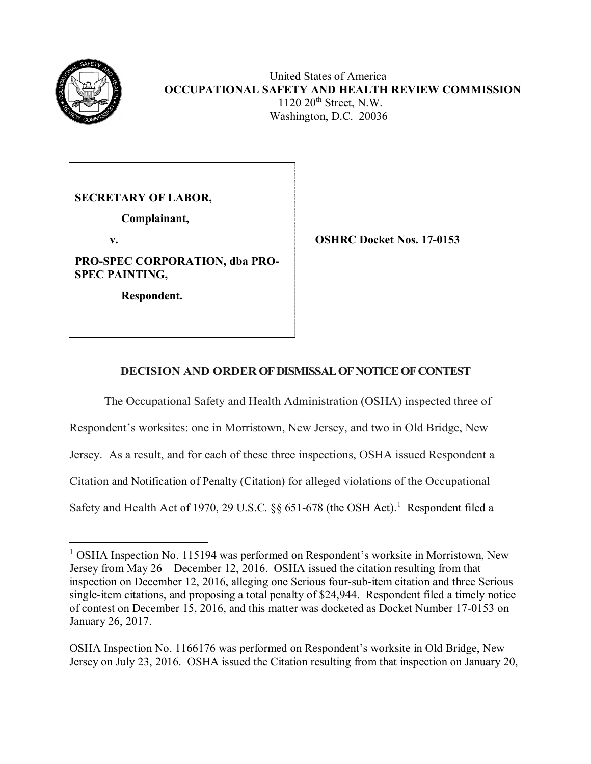United States of America
**OCCUPATIONAL SAFETY AND HEALTH REVIEW COMMISSION**
1120 20th Street, N.W.
Washington, D.C. 20036

**SECRETARY OF LABOR,**

**Complainant,**

**v.**

**PRO-SPEC CORPORATION, dba PRO-SPEC PAINTING,**

**Respondent.**

**OSHRC Docket Nos. 17-0153**

## DECISION AND ORDER OF DISMISSAL OF NOTICE OF CONTEST

The Occupational Safety and Health Administration (OSHA) inspected three of Respondent's worksites: one in Morristown, New Jersey, and two in Old Bridge, New Jersey. As a result, and for each of these three inspections, OSHA issued Respondent a Citation and Notification of Penalty (Citation) for alleged violations of the Occupational Safety and Health Act of 1970, 29 U.S.C. §§ 651-678 (the OSH Act).[1] Respondent filed a

---

[1] OSHA Inspection No. 115194 was performed on Respondent's worksite in Morristown, New Jersey from May 26 – December 12, 2016. OSHA issued the citation resulting from that inspection on December 12, 2016, alleging one Serious four-sub-item citation and three Serious single-item citations, and proposing a total penalty of $24,944. Respondent filed a timely notice of contest on December 15, 2016, and this matter was docketed as Docket Number 17-0153 on January 26, 2017.

OSHA Inspection No. 1166176 was performed on Respondent's worksite in Old Bridge, New Jersey on July 23, 2016. OSHA issued the Citation resulting from that inspection on January 20,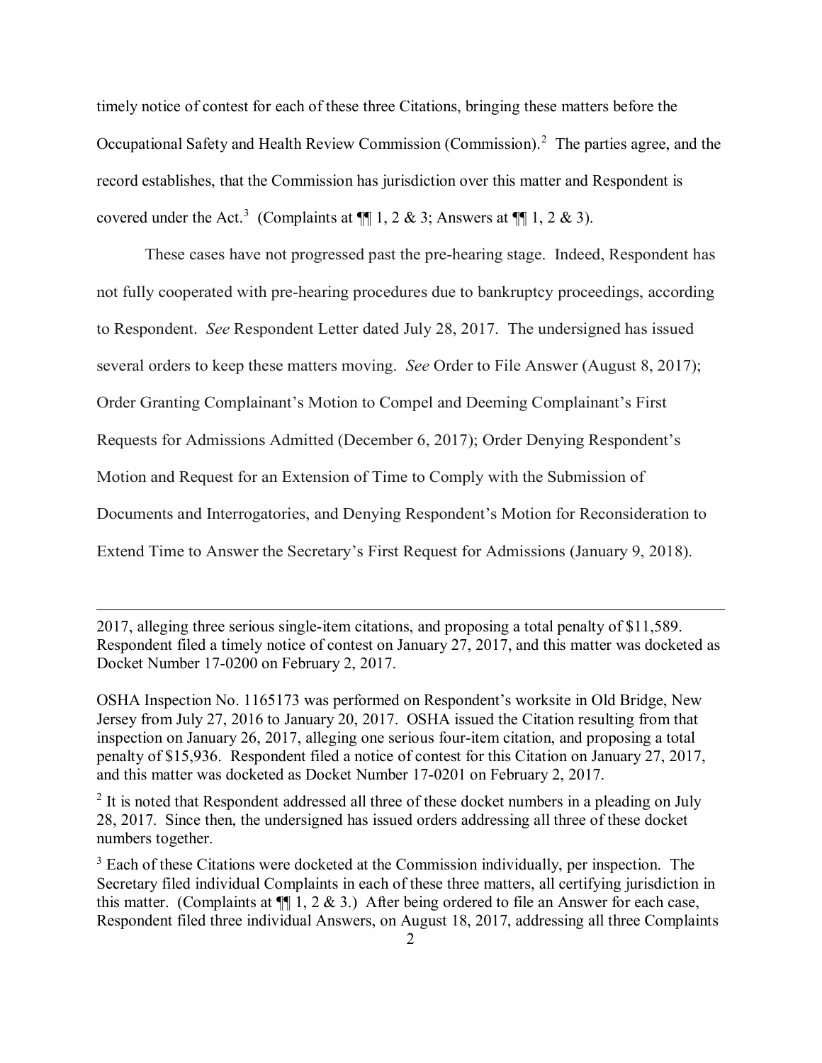timely notice of contest for each of these three Citations, bringing these matters before the Occupational Safety and Health Review Commission (Commission).[2] The parties agree, and the record establishes, that the Commission has jurisdiction over this matter and Respondent is covered under the Act.[3] (Complaints at ¶¶ 1, 2 & 3; Answers at ¶¶ 1, 2 & 3).

These cases have not progressed past the pre-hearing stage. Indeed, Respondent has not fully cooperated with pre-hearing procedures due to bankruptcy proceedings, according to Respondent. *See* Respondent Letter dated July 28, 2017. The undersigned has issued several orders to keep these matters moving. *See* Order to File Answer (August 8, 2017); Order Granting Complainant's Motion to Compel and Deeming Complainant's First Requests for Admissions Admitted (December 6, 2017); Order Denying Respondent's Motion and Request for an Extension of Time to Comply with the Submission of Documents and Interrogatories, and Denying Respondent's Motion for Reconsideration to Extend Time to Answer the Secretary's First Request for Admissions (January 9, 2018).

---

2017, alleging three serious single-item citations, and proposing a total penalty of $11,589. Respondent filed a timely notice of contest on January 27, 2017, and this matter was docketed as Docket Number 17-0200 on February 2, 2017.

OSHA Inspection No. 1165173 was performed on Respondent's worksite in Old Bridge, New Jersey from July 27, 2016 to January 20, 2017. OSHA issued the Citation resulting from that inspection on January 26, 2017, alleging one serious four-item citation, and proposing a total penalty of $15,936. Respondent filed a notice of contest for this Citation on January 27, 2017, and this matter was docketed as Docket Number 17-0201 on February 2, 2017.

[2] It is noted that Respondent addressed all three of these docket numbers in a pleading on July 28, 2017. Since then, the undersigned has issued orders addressing all three of these docket numbers together.

[3] Each of these Citations were docketed at the Commission individually, per inspection. The Secretary filed individual Complaints in each of these three matters, all certifying jurisdiction in this matter. (Complaints at ¶¶ 1, 2 & 3.) After being ordered to file an Answer for each case, Respondent filed three individual Answers, on August 18, 2017, addressing all three Complaints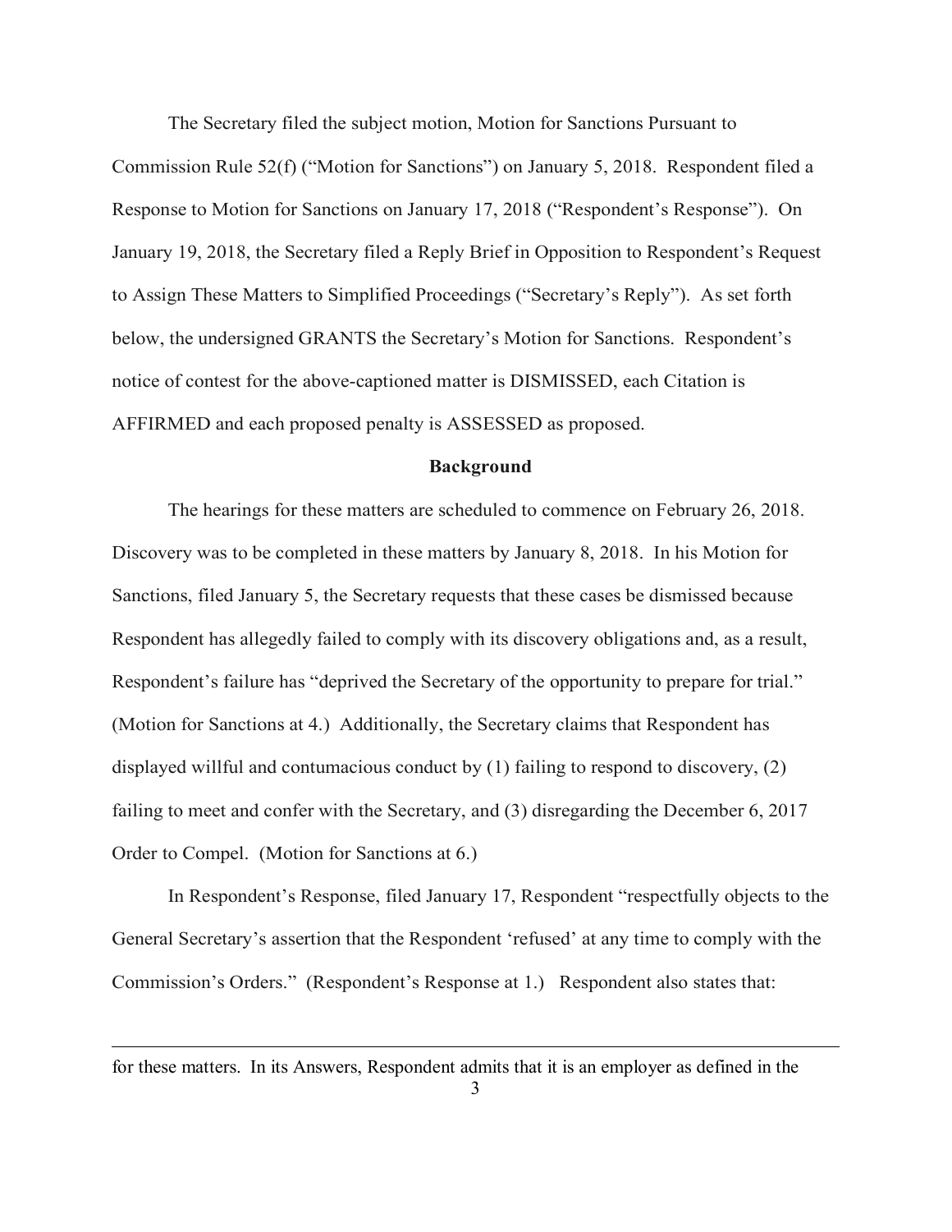The Secretary filed the subject motion, Motion for Sanctions Pursuant to Commission Rule 52(f) ("Motion for Sanctions") on January 5, 2018. Respondent filed a Response to Motion for Sanctions on January 17, 2018 ("Respondent's Response"). On January 19, 2018, the Secretary filed a Reply Brief in Opposition to Respondent's Request to Assign These Matters to Simplified Proceedings ("Secretary's Reply"). As set forth below, the undersigned GRANTS the Secretary's Motion for Sanctions. Respondent's notice of contest for the above-captioned matter is DISMISSED, each Citation is AFFIRMED and each proposed penalty is ASSESSED as proposed.

## Background

The hearings for these matters are scheduled to commence on February 26, 2018. Discovery was to be completed in these matters by January 8, 2018. In his Motion for Sanctions, filed January 5, the Secretary requests that these cases be dismissed because Respondent has allegedly failed to comply with its discovery obligations and, as a result, Respondent's failure has "deprived the Secretary of the opportunity to prepare for trial." (Motion for Sanctions at 4.) Additionally, the Secretary claims that Respondent has displayed willful and contumacious conduct by (1) failing to respond to discovery, (2) failing to meet and confer with the Secretary, and (3) disregarding the December 6, 2017 Order to Compel. (Motion for Sanctions at 6.)

In Respondent's Response, filed January 17, Respondent "respectfully objects to the General Secretary's assertion that the Respondent 'refused' at any time to comply with the Commission's Orders." (Respondent's Response at 1.) Respondent also states that:

---

for these matters. In its Answers, Respondent admits that it is an employer as defined in the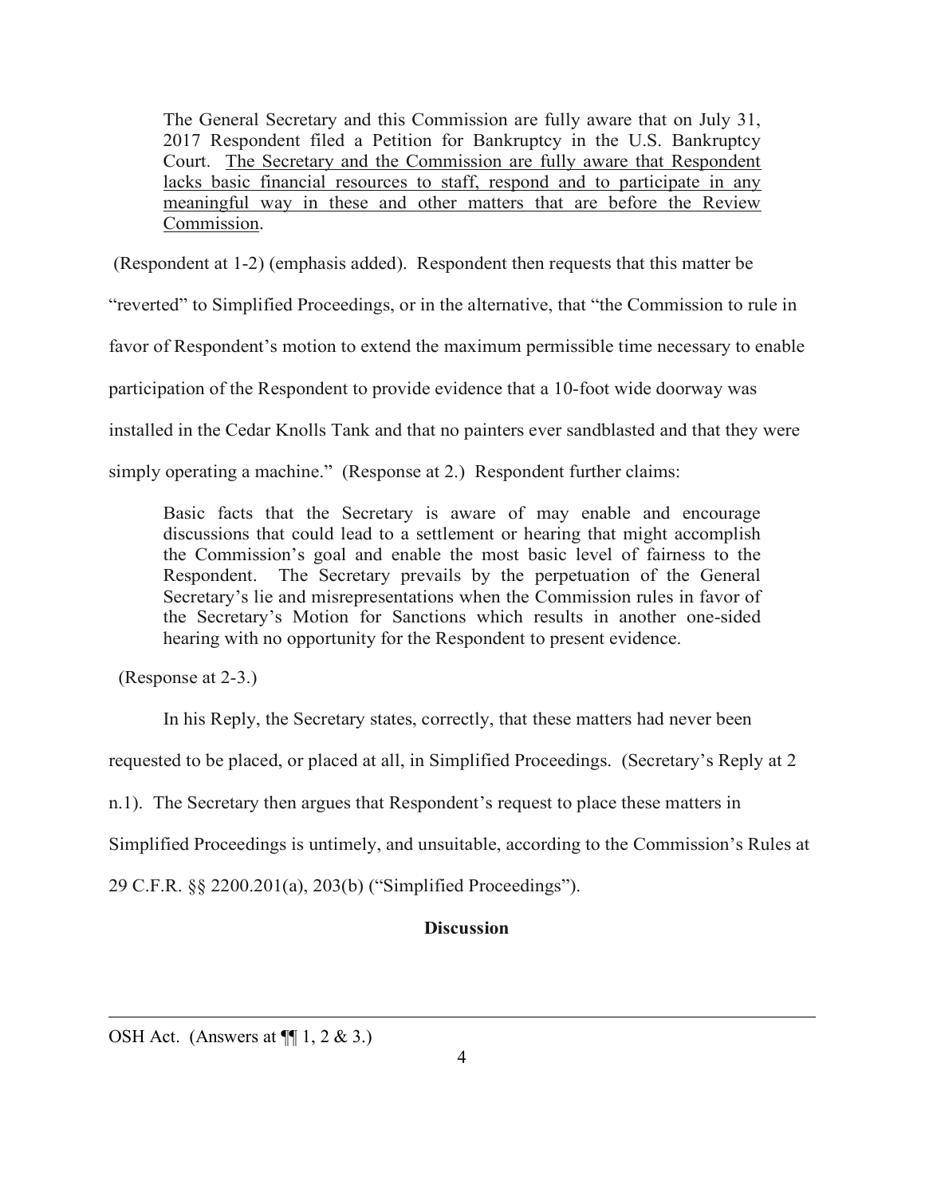> The General Secretary and this Commission are fully aware that on July 31, 2017 Respondent filed a Petition for Bankruptcy in the U.S. Bankruptcy Court. <u>The Secretary and the Commission are fully aware that Respondent lacks basic financial resources to staff, respond and to participate in any meaningful way in these and other matters that are before the Review Commission</u>.

(Respondent at 1-2) (emphasis added). Respondent then requests that this matter be "reverted" to Simplified Proceedings, or in the alternative, that "the Commission to rule in favor of Respondent's motion to extend the maximum permissible time necessary to enable participation of the Respondent to provide evidence that a 10-foot wide doorway was installed in the Cedar Knolls Tank and that no painters ever sandblasted and that they were simply operating a machine." (Response at 2.) Respondent further claims:

> Basic facts that the Secretary is aware of may enable and encourage discussions that could lead to a settlement or hearing that might accomplish the Commission's goal and enable the most basic level of fairness to the Respondent. The Secretary prevails by the perpetuation of the General Secretary's lie and misrepresentations when the Commission rules in favor of the Secretary's Motion for Sanctions which results in another one-sided hearing with no opportunity for the Respondent to present evidence.

(Response at 2-3.)

In his Reply, the Secretary states, correctly, that these matters had never been requested to be placed, or placed at all, in Simplified Proceedings. (Secretary's Reply at 2 n.1). The Secretary then argues that Respondent's request to place these matters in Simplified Proceedings is untimely, and unsuitable, according to the Commission's Rules at 29 C.F.R. §§ 2200.201(a), 203(b) ("Simplified Proceedings").

**Discussion**

---

OSH Act. (Answers at ¶¶ 1, 2 & 3.)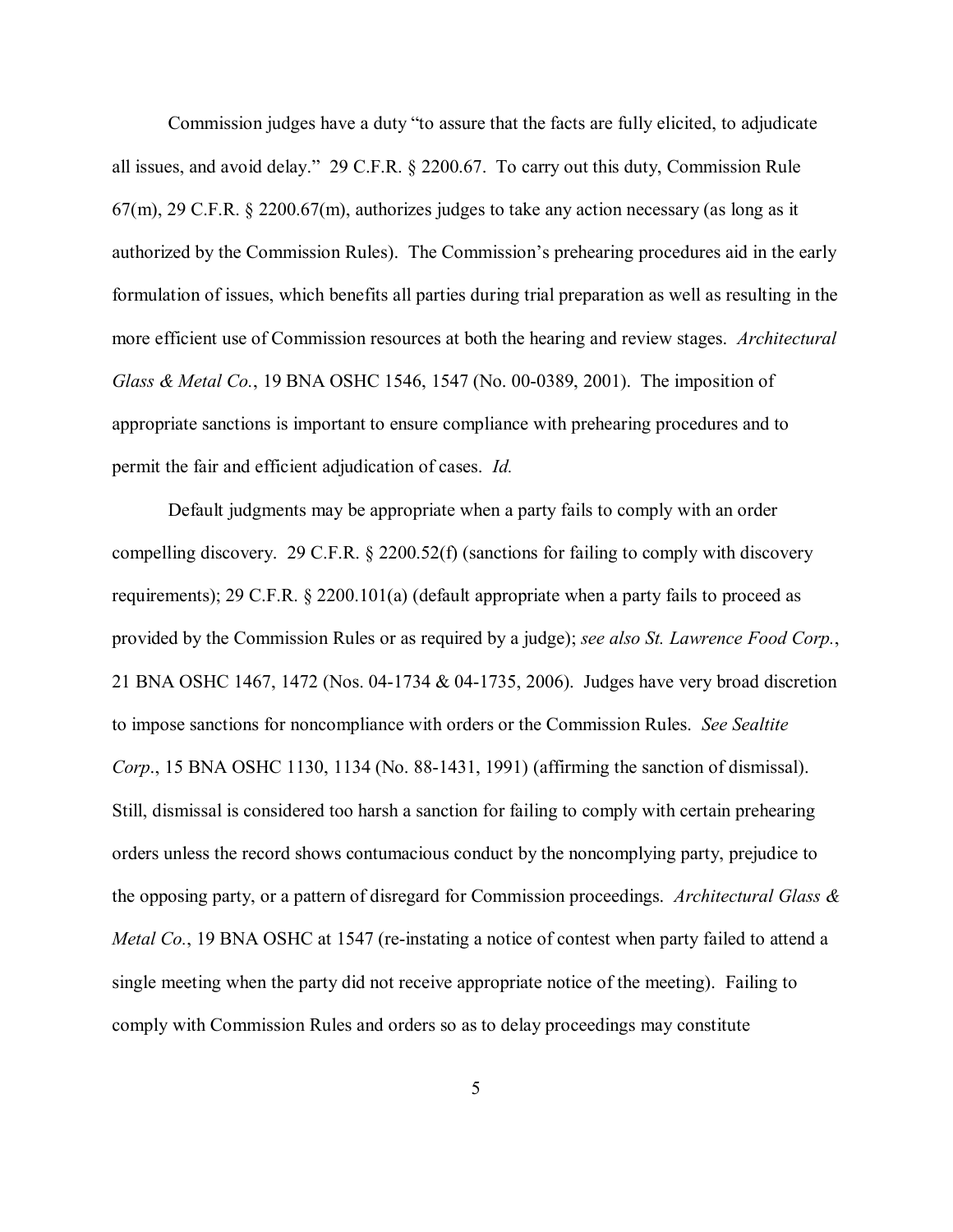Commission judges have a duty "to assure that the facts are fully elicited, to adjudicate all issues, and avoid delay." 29 C.F.R. § 2200.67. To carry out this duty, Commission Rule 67(m), 29 C.F.R. § 2200.67(m), authorizes judges to take any action necessary (as long as it authorized by the Commission Rules). The Commission's prehearing procedures aid in the early formulation of issues, which benefits all parties during trial preparation as well as resulting in the more efficient use of Commission resources at both the hearing and review stages. *Architectural Glass & Metal Co.*, 19 BNA OSHC 1546, 1547 (No. 00-0389, 2001). The imposition of appropriate sanctions is important to ensure compliance with prehearing procedures and to permit the fair and efficient adjudication of cases. *Id.*

Default judgments may be appropriate when a party fails to comply with an order compelling discovery. 29 C.F.R. § 2200.52(f) (sanctions for failing to comply with discovery requirements); 29 C.F.R. § 2200.101(a) (default appropriate when a party fails to proceed as provided by the Commission Rules or as required by a judge); *see also St. Lawrence Food Corp.*, 21 BNA OSHC 1467, 1472 (Nos. 04-1734 & 04-1735, 2006). Judges have very broad discretion to impose sanctions for noncompliance with orders or the Commission Rules. *See Sealtite Corp*., 15 BNA OSHC 1130, 1134 (No. 88-1431, 1991) (affirming the sanction of dismissal). Still, dismissal is considered too harsh a sanction for failing to comply with certain prehearing orders unless the record shows contumacious conduct by the noncomplying party, prejudice to the opposing party, or a pattern of disregard for Commission proceedings. *Architectural Glass & Metal Co.*, 19 BNA OSHC at 1547 (re-instating a notice of contest when party failed to attend a single meeting when the party did not receive appropriate notice of the meeting). Failing to comply with Commission Rules and orders so as to delay proceedings may constitute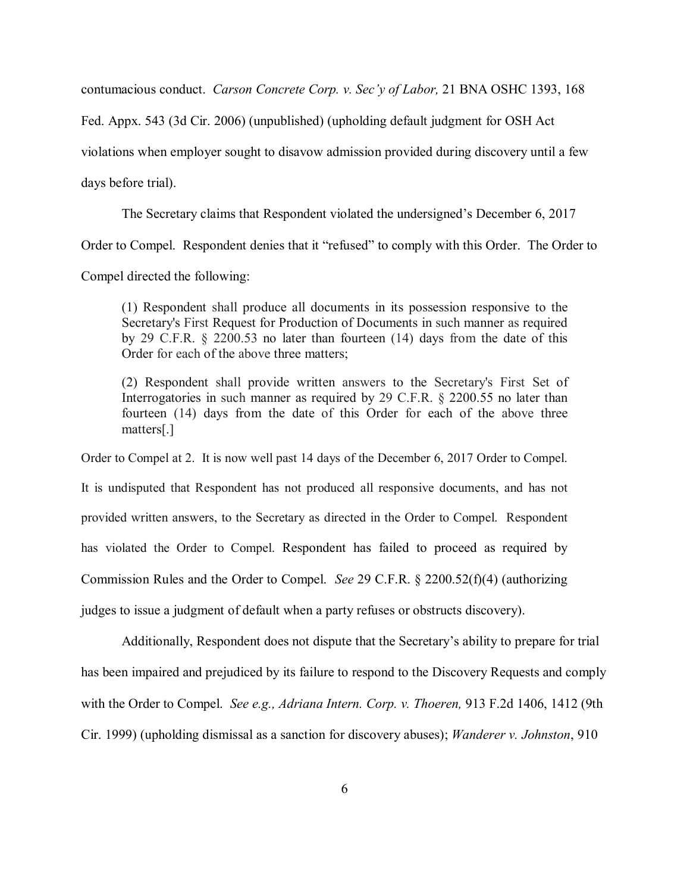contumacious conduct. *Carson Concrete Corp. v. Sec'y of Labor,* 21 BNA OSHC 1393, 168 Fed. Appx. 543 (3d Cir. 2006) (unpublished) (upholding default judgment for OSH Act violations when employer sought to disavow admission provided during discovery until a few days before trial).

The Secretary claims that Respondent violated the undersigned's December 6, 2017 Order to Compel. Respondent denies that it "refused" to comply with this Order. The Order to Compel directed the following:

> (1) Respondent shall produce all documents in its possession responsive to the Secretary's First Request for Production of Documents in such manner as required by 29 C.F.R. § 2200.53 no later than fourteen (14) days from the date of this Order for each of the above three matters;
>
> (2) Respondent shall provide written answers to the Secretary's First Set of Interrogatories in such manner as required by 29 C.F.R. § 2200.55 no later than fourteen (14) days from the date of this Order for each of the above three matters[.]

Order to Compel at 2. It is now well past 14 days of the December 6, 2017 Order to Compel. It is undisputed that Respondent has not produced all responsive documents, and has not provided written answers, to the Secretary as directed in the Order to Compel. Respondent has violated the Order to Compel. Respondent has failed to proceed as required by Commission Rules and the Order to Compel. *See* 29 C.F.R. § 2200.52(f)(4) (authorizing judges to issue a judgment of default when a party refuses or obstructs discovery).

Additionally, Respondent does not dispute that the Secretary's ability to prepare for trial has been impaired and prejudiced by its failure to respond to the Discovery Requests and comply with the Order to Compel. *See e.g., Adriana Intern. Corp. v. Thoeren,* 913 F.2d 1406, 1412 (9th Cir. 1999) (upholding dismissal as a sanction for discovery abuses); *Wanderer v. Johnston*, 910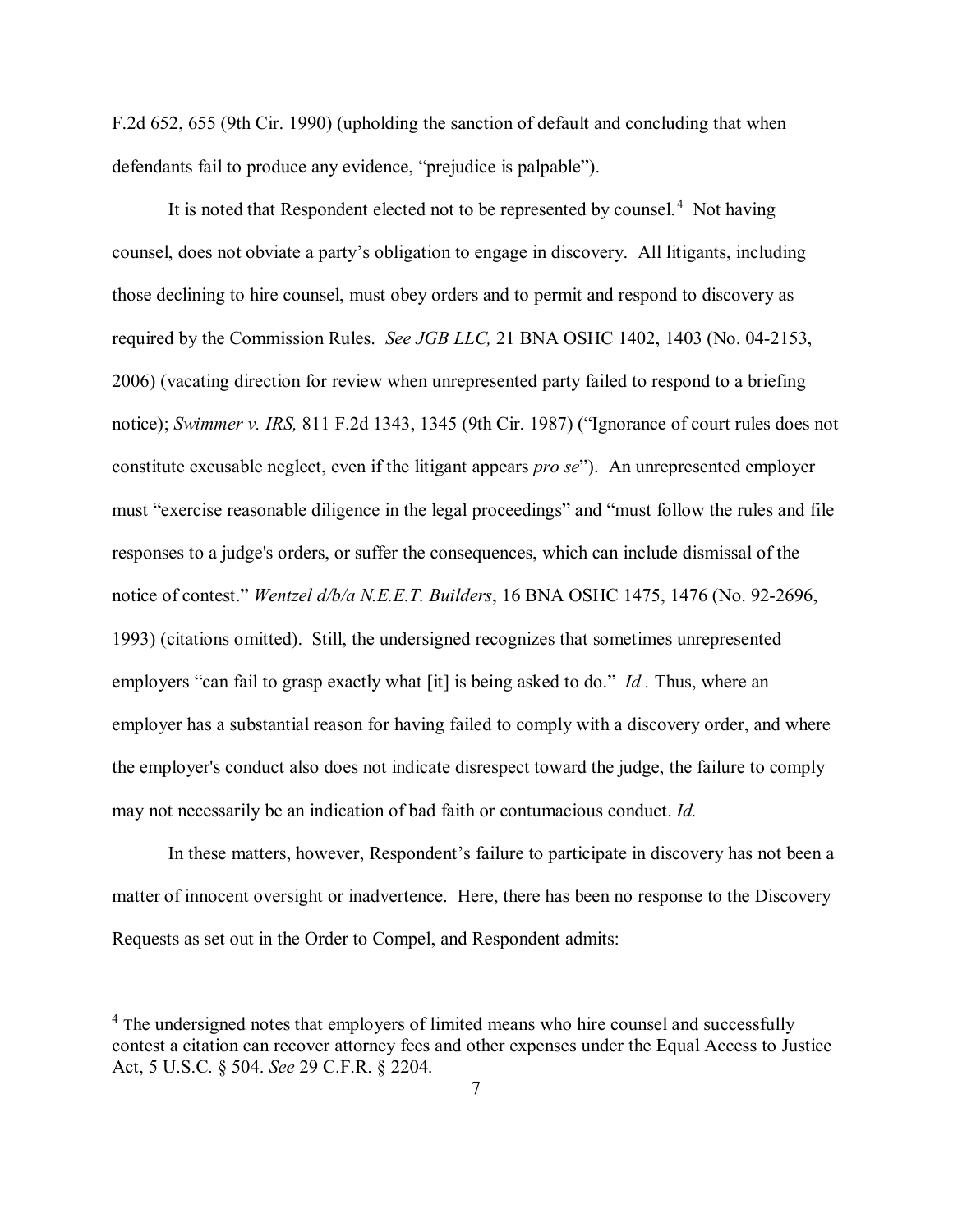F.2d 652, 655 (9th Cir. 1990) (upholding the sanction of default and concluding that when defendants fail to produce any evidence, "prejudice is palpable").

It is noted that Respondent elected not to be represented by counsel.[4] Not having counsel, does not obviate a party's obligation to engage in discovery. All litigants, including those declining to hire counsel, must obey orders and to permit and respond to discovery as required by the Commission Rules. *See JGB LLC,* 21 BNA OSHC 1402, 1403 (No. 04-2153, 2006) (vacating direction for review when unrepresented party failed to respond to a briefing notice); *Swimmer v. IRS,* 811 F.2d 1343, 1345 (9th Cir. 1987) ("Ignorance of court rules does not constitute excusable neglect, even if the litigant appears *pro se*"). An unrepresented employer must "exercise reasonable diligence in the legal proceedings" and "must follow the rules and file responses to a judge's orders, or suffer the consequences, which can include dismissal of the notice of contest." *Wentzel d/b/a N.E.E.T. Builders*, 16 BNA OSHC 1475, 1476 (No. 92-2696, 1993) (citations omitted). Still, the undersigned recognizes that sometimes unrepresented employers "can fail to grasp exactly what [it] is being asked to do." *Id .* Thus, where an employer has a substantial reason for having failed to comply with a discovery order, and where the employer's conduct also does not indicate disrespect toward the judge, the failure to comply may not necessarily be an indication of bad faith or contumacious conduct. *Id.*

In these matters, however, Respondent's failure to participate in discovery has not been a matter of innocent oversight or inadvertence. Here, there has been no response to the Discovery Requests as set out in the Order to Compel, and Respondent admits:

---

[4] The undersigned notes that employers of limited means who hire counsel and successfully contest a citation can recover attorney fees and other expenses under the Equal Access to Justice Act, 5 U.S.C. § 504. *See* 29 C.F.R. § 2204.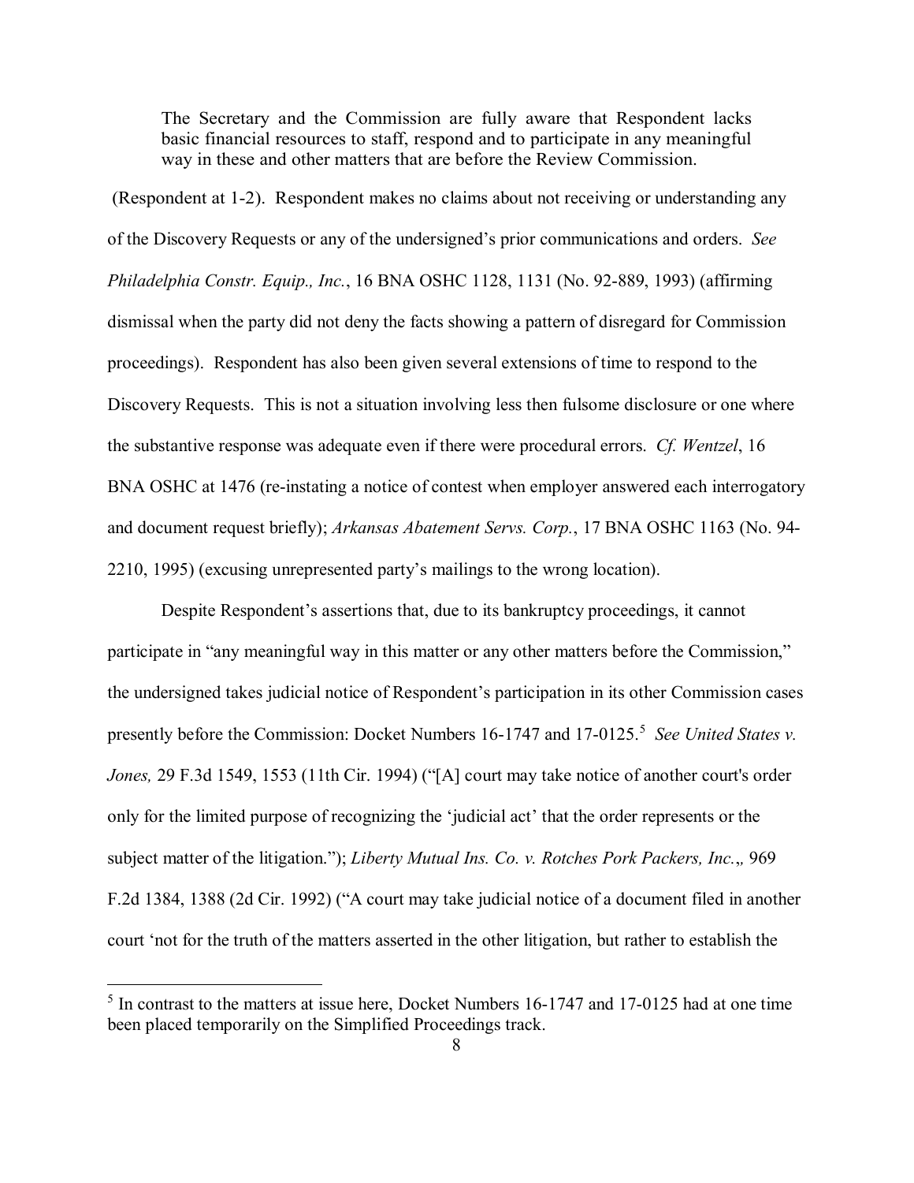> The Secretary and the Commission are fully aware that Respondent lacks basic financial resources to staff, respond and to participate in any meaningful way in these and other matters that are before the Review Commission.

(Respondent at 1-2). Respondent makes no claims about not receiving or understanding any of the Discovery Requests or any of the undersigned's prior communications and orders. *See Philadelphia Constr. Equip., Inc.*, 16 BNA OSHC 1128, 1131 (No. 92-889, 1993) (affirming dismissal when the party did not deny the facts showing a pattern of disregard for Commission proceedings). Respondent has also been given several extensions of time to respond to the Discovery Requests. This is not a situation involving less then fulsome disclosure or one where the substantive response was adequate even if there were procedural errors. *Cf. Wentzel*, 16 BNA OSHC at 1476 (re-instating a notice of contest when employer answered each interrogatory and document request briefly); *Arkansas Abatement Servs. Corp.*, 17 BNA OSHC 1163 (No. 94-2210, 1995) (excusing unrepresented party's mailings to the wrong location).

Despite Respondent's assertions that, due to its bankruptcy proceedings, it cannot participate in "any meaningful way in this matter or any other matters before the Commission," the undersigned takes judicial notice of Respondent's participation in its other Commission cases presently before the Commission: Docket Numbers 16-1747 and 17-0125.[5] *See United States v. Jones,* 29 F.3d 1549, 1553 (11th Cir. 1994) ("[A] court may take notice of another court's order only for the limited purpose of recognizing the 'judicial act' that the order represents or the subject matter of the litigation."); *Liberty Mutual Ins. Co. v. Rotches Pork Packers, Inc.*,, 969 F.2d 1384, 1388 (2d Cir. 1992) ("A court may take judicial notice of a document filed in another court 'not for the truth of the matters asserted in the other litigation, but rather to establish the

[5] In contrast to the matters at issue here, Docket Numbers 16-1747 and 17-0125 had at one time been placed temporarily on the Simplified Proceedings track.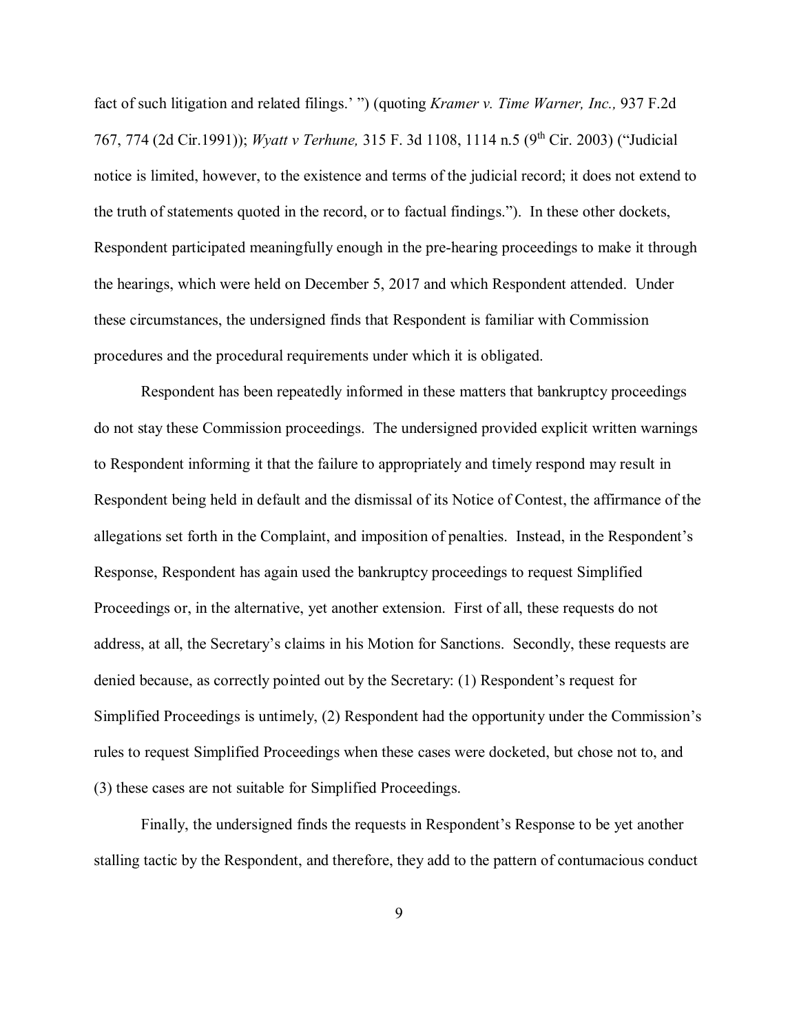fact of such litigation and related filings.' ") (quoting *Kramer v. Time Warner, Inc.,* 937 F.2d 767, 774 (2d Cir.1991)); *Wyatt v Terhune,* 315 F. 3d 1108, 1114 n.5 (9th Cir. 2003) ("Judicial notice is limited, however, to the existence and terms of the judicial record; it does not extend to the truth of statements quoted in the record, or to factual findings."). In these other dockets, Respondent participated meaningfully enough in the pre-hearing proceedings to make it through the hearings, which were held on December 5, 2017 and which Respondent attended. Under these circumstances, the undersigned finds that Respondent is familiar with Commission procedures and the procedural requirements under which it is obligated.

Respondent has been repeatedly informed in these matters that bankruptcy proceedings do not stay these Commission proceedings. The undersigned provided explicit written warnings to Respondent informing it that the failure to appropriately and timely respond may result in Respondent being held in default and the dismissal of its Notice of Contest, the affirmance of the allegations set forth in the Complaint, and imposition of penalties. Instead, in the Respondent's Response, Respondent has again used the bankruptcy proceedings to request Simplified Proceedings or, in the alternative, yet another extension. First of all, these requests do not address, at all, the Secretary's claims in his Motion for Sanctions. Secondly, these requests are denied because, as correctly pointed out by the Secretary: (1) Respondent's request for Simplified Proceedings is untimely, (2) Respondent had the opportunity under the Commission's rules to request Simplified Proceedings when these cases were docketed, but chose not to, and (3) these cases are not suitable for Simplified Proceedings.

Finally, the undersigned finds the requests in Respondent's Response to be yet another stalling tactic by the Respondent, and therefore, they add to the pattern of contumacious conduct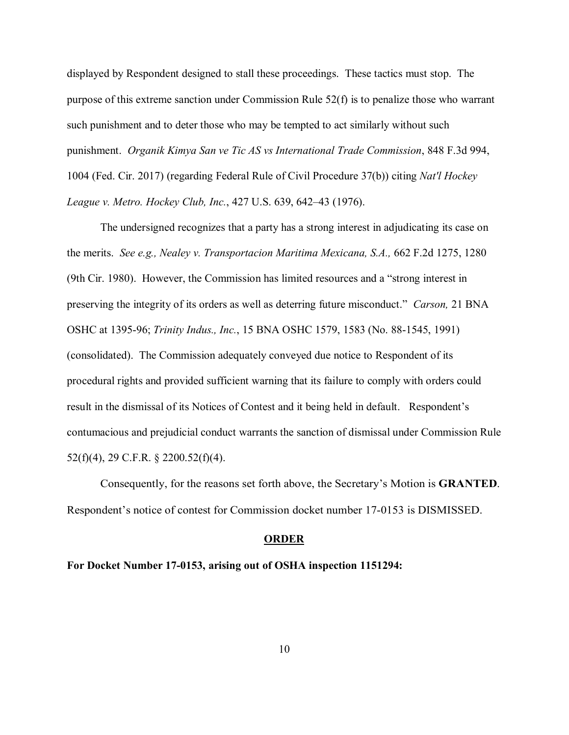displayed by Respondent designed to stall these proceedings. These tactics must stop. The purpose of this extreme sanction under Commission Rule 52(f) is to penalize those who warrant such punishment and to deter those who may be tempted to act similarly without such punishment. *Organik Kimya San ve Tic AS vs International Trade Commission*, 848 F.3d 994, 1004 (Fed. Cir. 2017) (regarding Federal Rule of Civil Procedure 37(b)) citing *Nat'l Hockey League v. Metro. Hockey Club, Inc.*, 427 U.S. 639, 642–43 (1976).

The undersigned recognizes that a party has a strong interest in adjudicating its case on the merits. *See e.g., Nealey v. Transportacion Maritima Mexicana, S.A.,* 662 F.2d 1275, 1280 (9th Cir. 1980). However, the Commission has limited resources and a "strong interest in preserving the integrity of its orders as well as deterring future misconduct." *Carson,* 21 BNA OSHC at 1395-96; *Trinity Indus., Inc.*, 15 BNA OSHC 1579, 1583 (No. 88-1545, 1991) (consolidated). The Commission adequately conveyed due notice to Respondent of its procedural rights and provided sufficient warning that its failure to comply with orders could result in the dismissal of its Notices of Contest and it being held in default. Respondent's contumacious and prejudicial conduct warrants the sanction of dismissal under Commission Rule 52(f)(4), 29 C.F.R. § 2200.52(f)(4).

Consequently, for the reasons set forth above, the Secretary's Motion is **GRANTED**. Respondent's notice of contest for Commission docket number 17-0153 is DISMISSED.

## ORDER

**For Docket Number 17-0153, arising out of OSHA inspection 1151294:**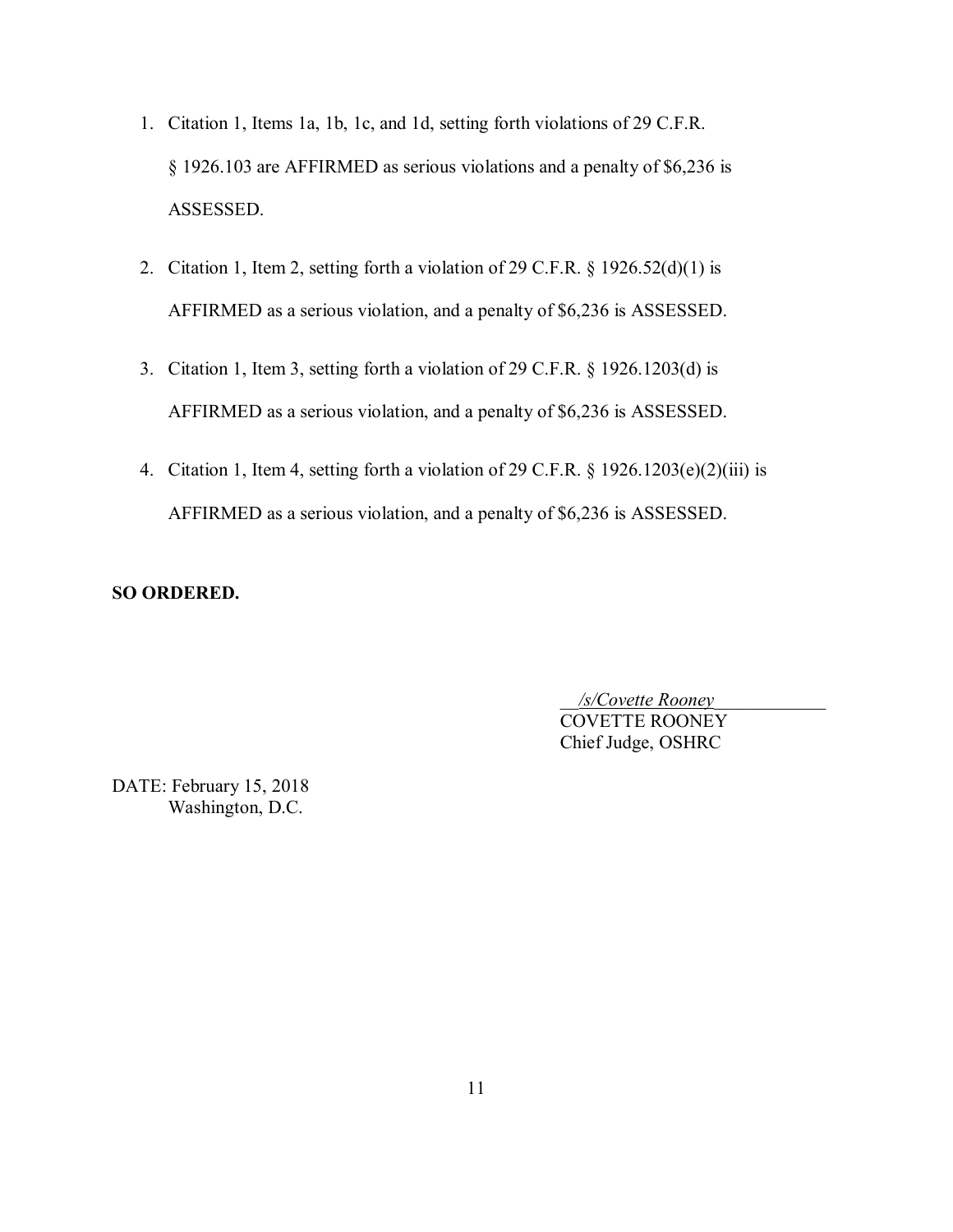1. Citation 1, Items 1a, 1b, 1c, and 1d, setting forth violations of 29 C.F.R. § 1926.103 are AFFIRMED as serious violations and a penalty of $6,236 is ASSESSED.

2. Citation 1, Item 2, setting forth a violation of 29 C.F.R. § 1926.52(d)(1) is AFFIRMED as a serious violation, and a penalty of $6,236 is ASSESSED.

3. Citation 1, Item 3, setting forth a violation of 29 C.F.R. § 1926.1203(d) is AFFIRMED as a serious violation, and a penalty of $6,236 is ASSESSED.

4. Citation 1, Item 4, setting forth a violation of 29 C.F.R. § 1926.1203(e)(2)(iii) is AFFIRMED as a serious violation, and a penalty of $6,236 is ASSESSED.

**SO ORDERED.**

*/s/Covette Rooney*
COVETTE ROONEY
Chief Judge, OSHRC

DATE: February 15, 2018
Washington, D.C.